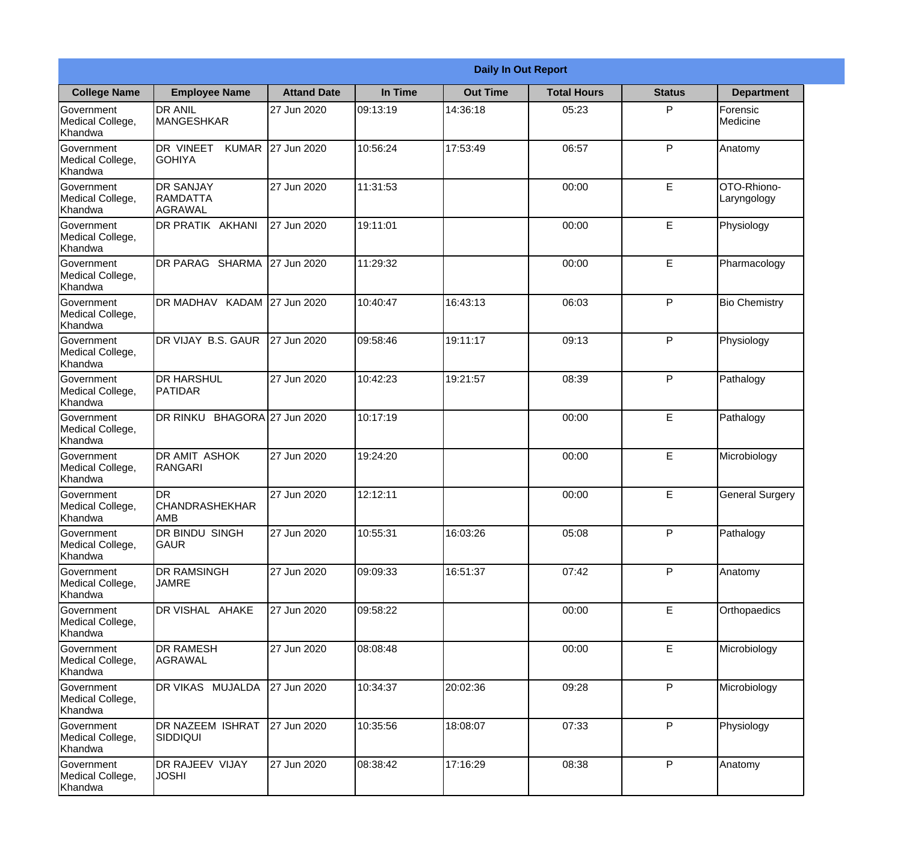| Daily In Out Report | | | | | | | |
|---|---|---|---|---|---|---|---|
| **College Name** | **Employee Name** | **Attand Date** | **In Time** | **Out Time** | **Total Hours** | **Status** | **Department** |
| Government Medical College, Khandwa | DR ANIL MANGESHKAR | 27 Jun 2020 | 09:13:19 | 14:36:18 | 05:23 | P | Forensic Medicine |
| Government Medical College, Khandwa | DR VINEET KUMAR GOHIYA | 27 Jun 2020 | 10:56:24 | 17:53:49 | 06:57 | P | Anatomy |
| Government Medical College, Khandwa | DR SANJAY RAMDATTA AGRAWAL | 27 Jun 2020 | 11:31:53 | | 00:00 | E | OTO-Rhiono-Laryngology |
| Government Medical College, Khandwa | DR PRATIK AKHANI | 27 Jun 2020 | 19:11:01 | | 00:00 | E | Physiology |
| Government Medical College, Khandwa | DR PARAG SHARMA | 27 Jun 2020 | 11:29:32 | | 00:00 | E | Pharmacology |
| Government Medical College, Khandwa | DR MADHAV KADAM | 27 Jun 2020 | 10:40:47 | 16:43:13 | 06:03 | P | Bio Chemistry |
| Government Medical College, Khandwa | DR VIJAY B.S. GAUR | 27 Jun 2020 | 09:58:46 | 19:11:17 | 09:13 | P | Physiology |
| Government Medical College, Khandwa | DR HARSHUL PATIDAR | 27 Jun 2020 | 10:42:23 | 19:21:57 | 08:39 | P | Pathalogy |
| Government Medical College, Khandwa | DR RINKU BHAGORA | 27 Jun 2020 | 10:17:19 | | 00:00 | E | Pathalogy |
| Government Medical College, Khandwa | DR AMIT ASHOK RANGARI | 27 Jun 2020 | 19:24:20 | | 00:00 | E | Microbiology |
| Government Medical College, Khandwa | DR CHANDRASHEKHAR AMB | 27 Jun 2020 | 12:12:11 | | 00:00 | E | General Surgery |
| Government Medical College, Khandwa | DR BINDU SINGH GAUR | 27 Jun 2020 | 10:55:31 | 16:03:26 | 05:08 | P | Pathalogy |
| Government Medical College, Khandwa | DR RAMSINGH JAMRE | 27 Jun 2020 | 09:09:33 | 16:51:37 | 07:42 | P | Anatomy |
| Government Medical College, Khandwa | DR VISHAL AHAKE | 27 Jun 2020 | 09:58:22 | | 00:00 | E | Orthopaedics |
| Government Medical College, Khandwa | DR RAMESH AGRAWAL | 27 Jun 2020 | 08:08:48 | | 00:00 | E | Microbiology |
| Government Medical College, Khandwa | DR VIKAS MUJALDA | 27 Jun 2020 | 10:34:37 | 20:02:36 | 09:28 | P | Microbiology |
| Government Medical College, Khandwa | DR NAZEEM ISHRAT SIDDIQUI | 27 Jun 2020 | 10:35:56 | 18:08:07 | 07:33 | P | Physiology |
| Government Medical College, Khandwa | DR RAJEEV VIJAY JOSHI | 27 Jun 2020 | 08:38:42 | 17:16:29 | 08:38 | P | Anatomy |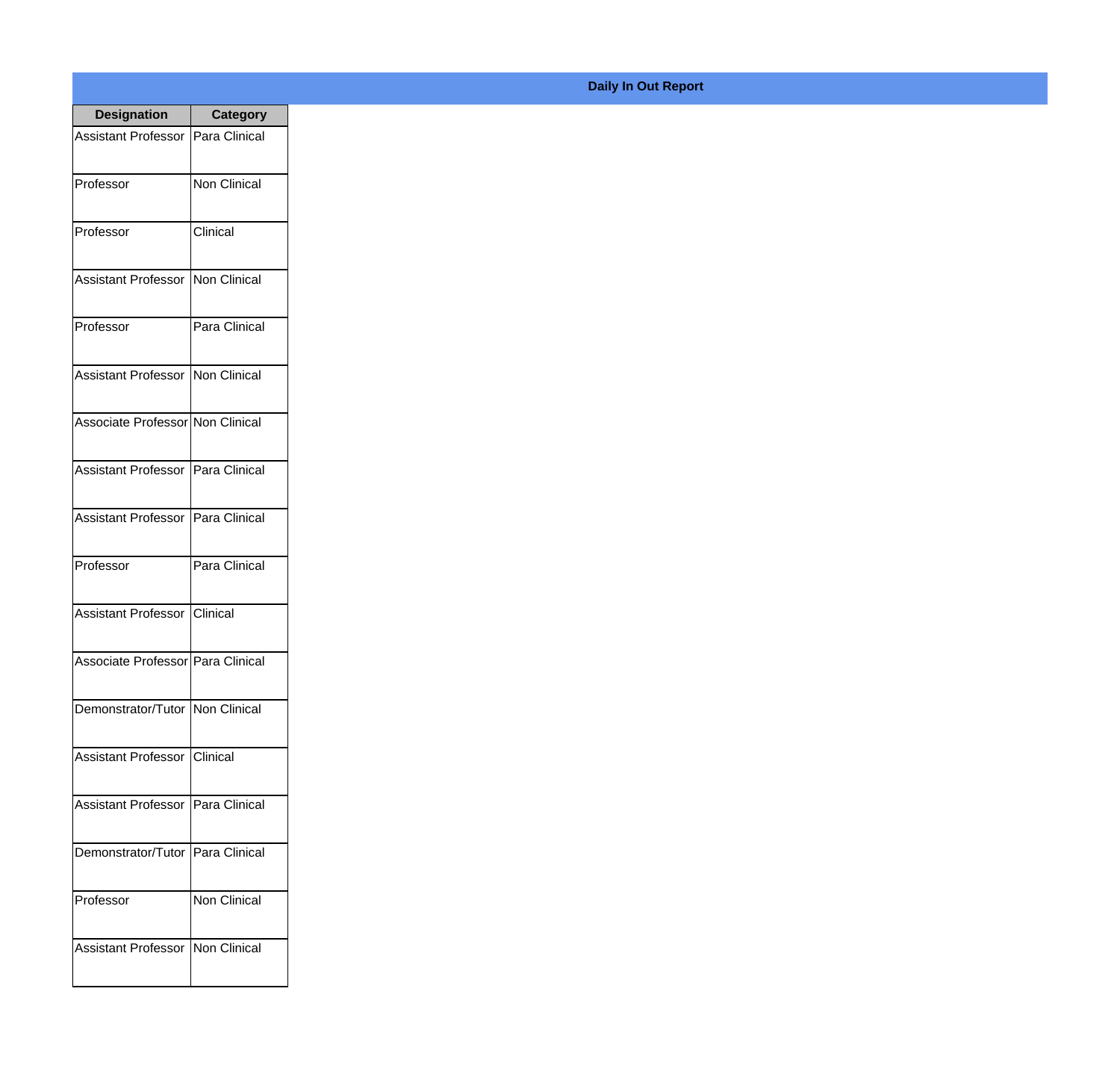**Daily In Out Report**

| Designation | Category |
| --- | --- |
| Assistant Professor | Para Clinical |
| Professor | Non Clinical |
| Professor | Clinical |
| Assistant Professor | Non Clinical |
| Professor | Para Clinical |
| Assistant Professor | Non Clinical |
| Associate Professor | Non Clinical |
| Assistant Professor | Para Clinical |
| Assistant Professor | Para Clinical |
| Professor | Para Clinical |
| Assistant Professor | Clinical |
| Associate Professor | Para Clinical |
| Demonstrator/Tutor | Non Clinical |
| Assistant Professor | Clinical |
| Assistant Professor | Para Clinical |
| Demonstrator/Tutor | Para Clinical |
| Professor | Non Clinical |
| Assistant Professor | Non Clinical |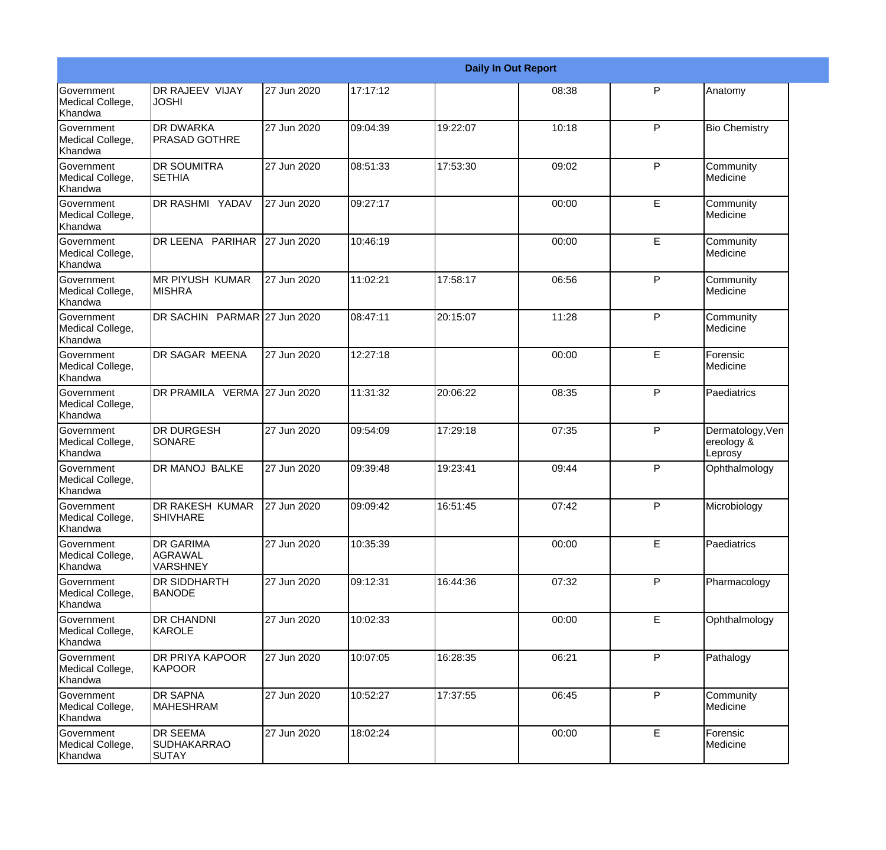| Daily In Out Report | | | | | | | |
|---|---|---|---|---|---|---|---|
| Government Medical College, Khandwa | DR RAJEEV VIJAY JOSHI | 27 Jun 2020 | 17:17:12 | | 08:38 | P | Anatomy |
| Government Medical College, Khandwa | DR DWARKA PRASAD GOTHRE | 27 Jun 2020 | 09:04:39 | 19:22:07 | 10:18 | P | Bio Chemistry |
| Government Medical College, Khandwa | DR SOUMITRA SETHIA | 27 Jun 2020 | 08:51:33 | 17:53:30 | 09:02 | P | Community Medicine |
| Government Medical College, Khandwa | DR RASHMI YADAV | 27 Jun 2020 | 09:27:17 | | 00:00 | E | Community Medicine |
| Government Medical College, Khandwa | DR LEENA PARIHAR | 27 Jun 2020 | 10:46:19 | | 00:00 | E | Community Medicine |
| Government Medical College, Khandwa | MR PIYUSH KUMAR MISHRA | 27 Jun 2020 | 11:02:21 | 17:58:17 | 06:56 | P | Community Medicine |
| Government Medical College, Khandwa | DR SACHIN PARMAR | 27 Jun 2020 | 08:47:11 | 20:15:07 | 11:28 | P | Community Medicine |
| Government Medical College, Khandwa | DR SAGAR MEENA | 27 Jun 2020 | 12:27:18 | | 00:00 | E | Forensic Medicine |
| Government Medical College, Khandwa | DR PRAMILA VERMA | 27 Jun 2020 | 11:31:32 | 20:06:22 | 08:35 | P | Paediatrics |
| Government Medical College, Khandwa | DR DURGESH SONARE | 27 Jun 2020 | 09:54:09 | 17:29:18 | 07:35 | P | Dermatology,Venereology & Leprosy |
| Government Medical College, Khandwa | DR MANOJ BALKE | 27 Jun 2020 | 09:39:48 | 19:23:41 | 09:44 | P | Ophthalmology |
| Government Medical College, Khandwa | DR RAKESH KUMAR SHIVHARE | 27 Jun 2020 | 09:09:42 | 16:51:45 | 07:42 | P | Microbiology |
| Government Medical College, Khandwa | DR GARIMA AGRAWAL VARSHNEY | 27 Jun 2020 | 10:35:39 | | 00:00 | E | Paediatrics |
| Government Medical College, Khandwa | DR SIDDHARTH BANODE | 27 Jun 2020 | 09:12:31 | 16:44:36 | 07:32 | P | Pharmacology |
| Government Medical College, Khandwa | DR CHANDNI KAROLE | 27 Jun 2020 | 10:02:33 | | 00:00 | E | Ophthalmology |
| Government Medical College, Khandwa | DR PRIYA KAPOOR KAPOOR | 27 Jun 2020 | 10:07:05 | 16:28:35 | 06:21 | P | Pathalogy |
| Government Medical College, Khandwa | DR SAPNA MAHESHRAM | 27 Jun 2020 | 10:52:27 | 17:37:55 | 06:45 | P | Community Medicine |
| Government Medical College, Khandwa | DR SEEMA SUDHAKARRAO SUTAY | 27 Jun 2020 | 18:02:24 | | 00:00 | E | Forensic Medicine |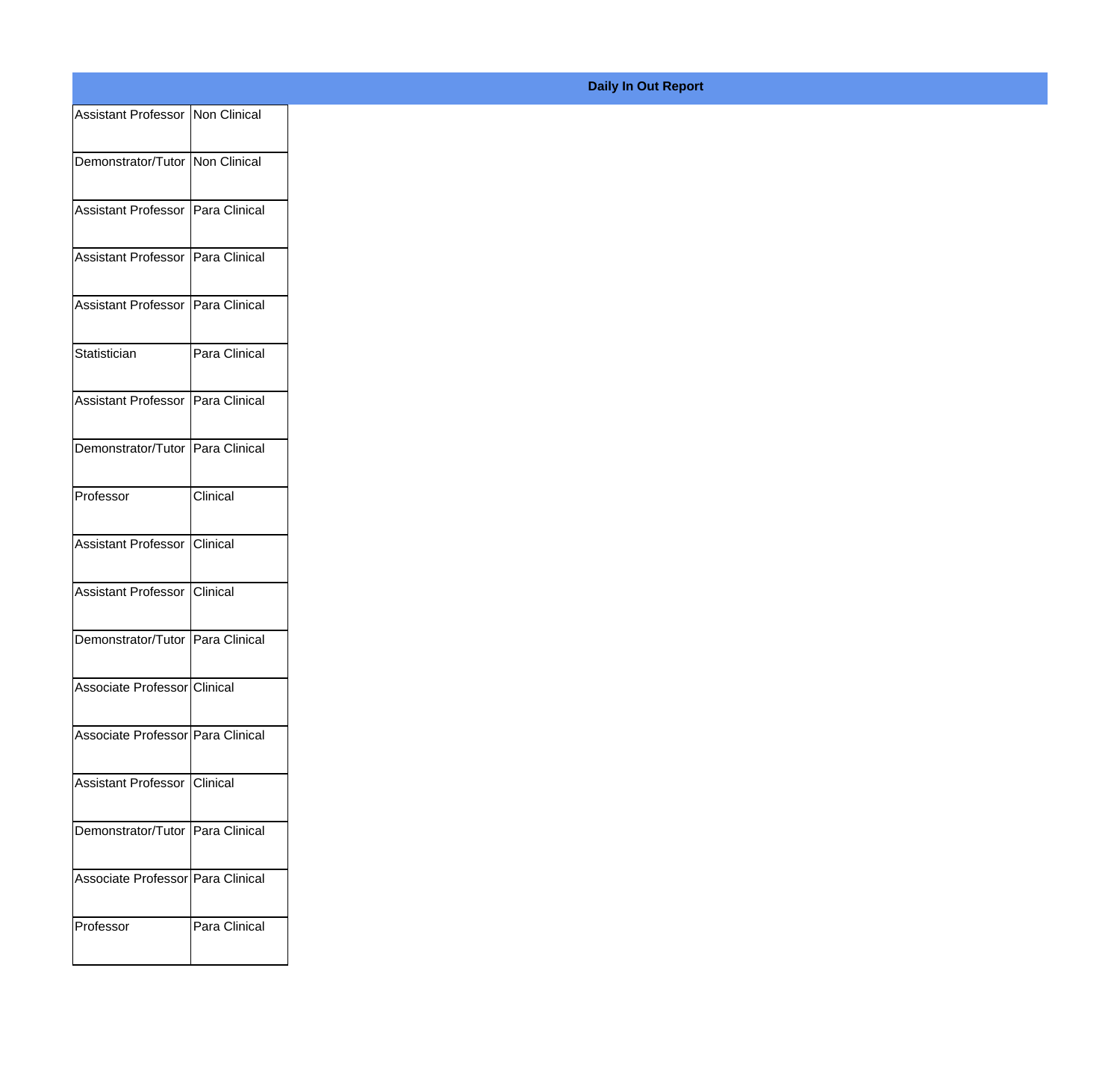**Daily In Out Report**

| | |
|---|---|
| Assistant Professor | Non Clinical |
| Demonstrator/Tutor | Non Clinical |
| Assistant Professor | Para Clinical |
| Assistant Professor | Para Clinical |
| Assistant Professor | Para Clinical |
| Statistician | Para Clinical |
| Assistant Professor | Para Clinical |
| Demonstrator/Tutor | Para Clinical |
| Professor | Clinical |
| Assistant Professor | Clinical |
| Assistant Professor | Clinical |
| Demonstrator/Tutor | Para Clinical |
| Associate Professor | Clinical |
| Associate Professor | Para Clinical |
| Assistant Professor | Clinical |
| Demonstrator/Tutor | Para Clinical |
| Associate Professor | Para Clinical |
| Professor | Para Clinical |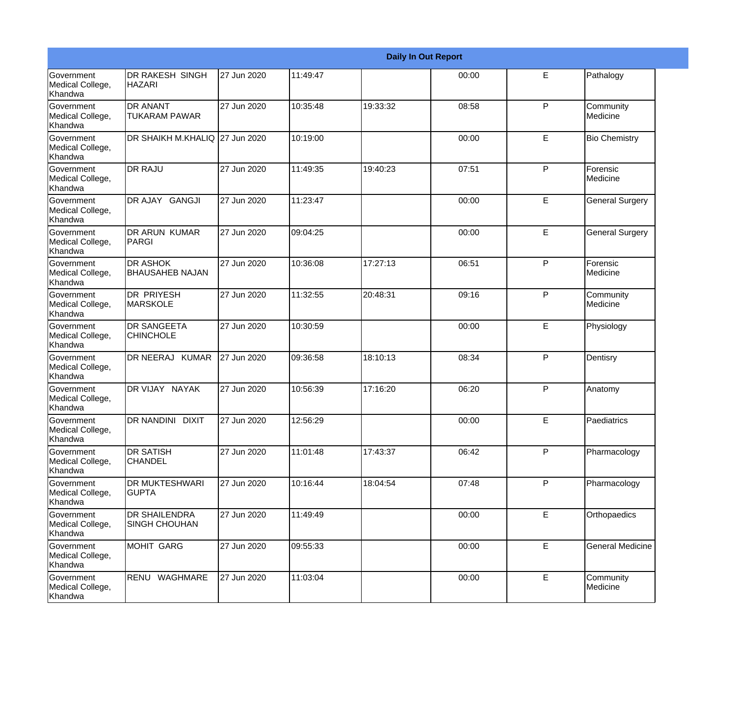| Daily In Out Report | | | | | | | |
|---|---|---|---|---|---|---|---|
| Government Medical College, Khandwa | DR RAKESH SINGH HAZARI | 27 Jun 2020 | 11:49:47 | | 00:00 | E | Pathalogy |
| Government Medical College, Khandwa | DR ANANT TUKARAM PAWAR | 27 Jun 2020 | 10:35:48 | 19:33:32 | 08:58 | P | Community Medicine |
| Government Medical College, Khandwa | DR SHAIKH M.KHALIQ | 27 Jun 2020 | 10:19:00 | | 00:00 | E | Bio Chemistry |
| Government Medical College, Khandwa | DR RAJU | 27 Jun 2020 | 11:49:35 | 19:40:23 | 07:51 | P | Forensic Medicine |
| Government Medical College, Khandwa | DR AJAY GANGJI | 27 Jun 2020 | 11:23:47 | | 00:00 | E | General Surgery |
| Government Medical College, Khandwa | DR ARUN KUMAR PARGI | 27 Jun 2020 | 09:04:25 | | 00:00 | E | General Surgery |
| Government Medical College, Khandwa | DR ASHOK BHAUSAHEB NAJAN | 27 Jun 2020 | 10:36:08 | 17:27:13 | 06:51 | P | Forensic Medicine |
| Government Medical College, Khandwa | DR PRIYESH MARSKOLE | 27 Jun 2020 | 11:32:55 | 20:48:31 | 09:16 | P | Community Medicine |
| Government Medical College, Khandwa | DR SANGEETA CHINCHOLE | 27 Jun 2020 | 10:30:59 | | 00:00 | E | Physiology |
| Government Medical College, Khandwa | DR NEERAJ KUMAR | 27 Jun 2020 | 09:36:58 | 18:10:13 | 08:34 | P | Dentisry |
| Government Medical College, Khandwa | DR VIJAY NAYAK | 27 Jun 2020 | 10:56:39 | 17:16:20 | 06:20 | P | Anatomy |
| Government Medical College, Khandwa | DR NANDINI DIXIT | 27 Jun 2020 | 12:56:29 | | 00:00 | E | Paediatrics |
| Government Medical College, Khandwa | DR SATISH CHANDEL | 27 Jun 2020 | 11:01:48 | 17:43:37 | 06:42 | P | Pharmacology |
| Government Medical College, Khandwa | DR MUKTESHWARI GUPTA | 27 Jun 2020 | 10:16:44 | 18:04:54 | 07:48 | P | Pharmacology |
| Government Medical College, Khandwa | DR SHAILENDRA SINGH CHOUHAN | 27 Jun 2020 | 11:49:49 | | 00:00 | E | Orthopaedics |
| Government Medical College, Khandwa | MOHIT GARG | 27 Jun 2020 | 09:55:33 | | 00:00 | E | General Medicine |
| Government Medical College, Khandwa | RENU WAGHMARE | 27 Jun 2020 | 11:03:04 | | 00:00 | E | Community Medicine |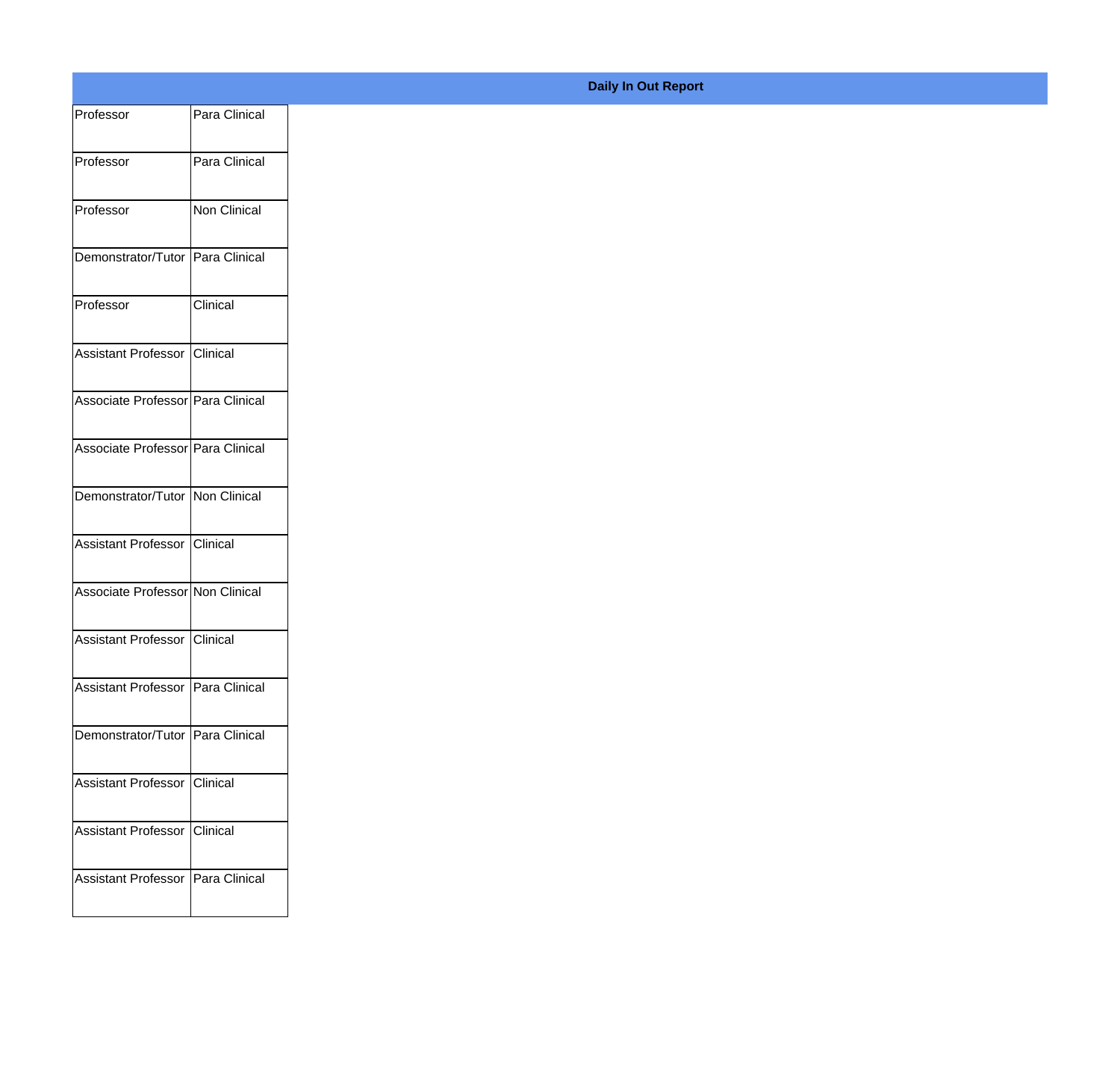**Daily In Out Report**

| | |
|---|---|
| Professor | Para Clinical |
| Professor | Para Clinical |
| Professor | Non Clinical |
| Demonstrator/Tutor | Para Clinical |
| Professor | Clinical |
| Assistant Professor | Clinical |
| Associate Professor | Para Clinical |
| Associate Professor | Para Clinical |
| Demonstrator/Tutor | Non Clinical |
| Assistant Professor | Clinical |
| Associate Professor | Non Clinical |
| Assistant Professor | Clinical |
| Assistant Professor | Para Clinical |
| Demonstrator/Tutor | Para Clinical |
| Assistant Professor | Clinical |
| Assistant Professor | Clinical |
| Assistant Professor | Para Clinical |